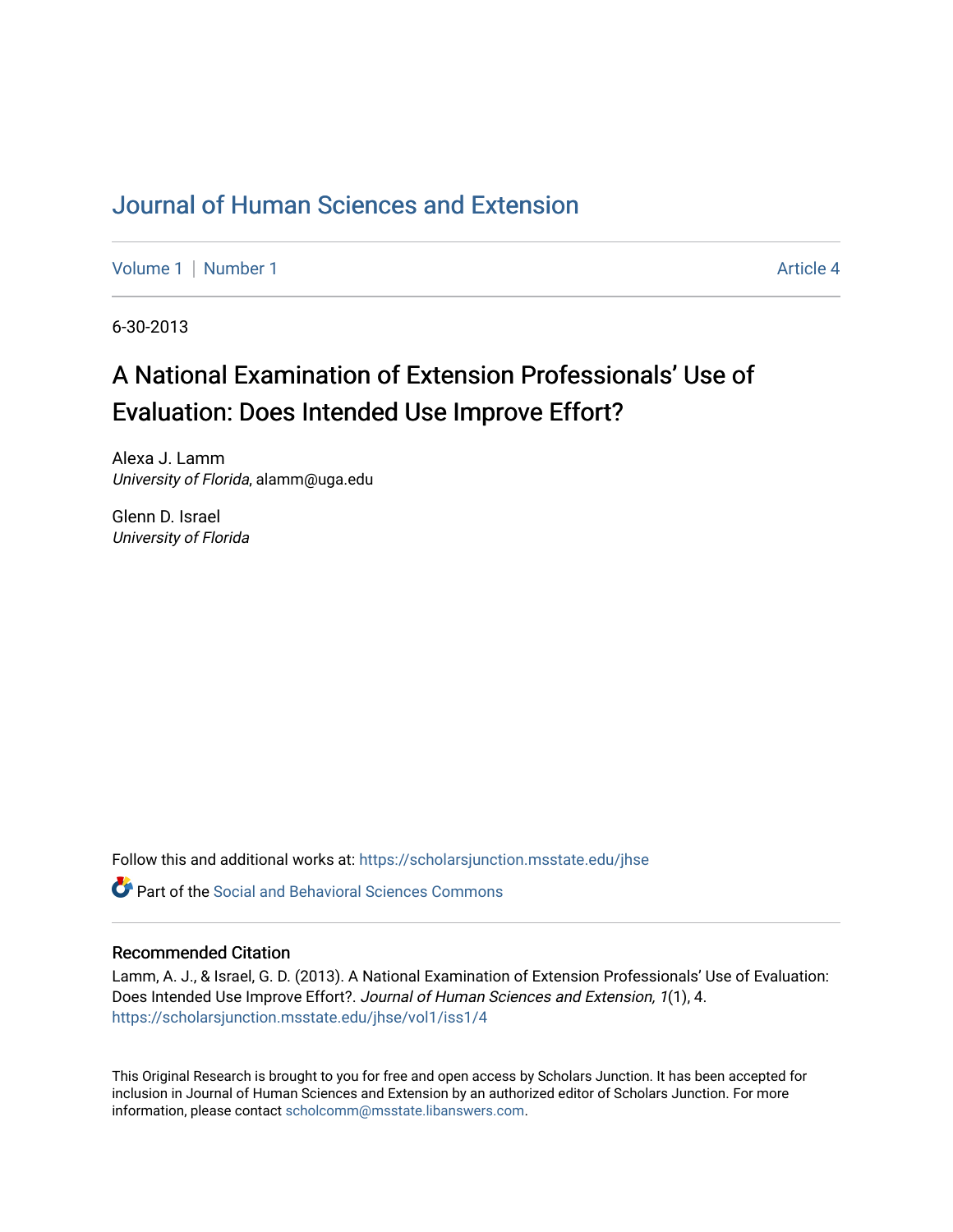# Journal of Human Sciences and Extension

Volume 1 | Number 1 Article 4

6-30-2013

## A National Examination of Extension Professionals' Use of Evaluation: Does Intended Use Improve Effort?

Alexa J. Lamm
*University of Florida*, alamm@uga.edu

Glenn D. Israel
*University of Florida*

Follow this and additional works at: https://scholarsjunction.msstate.edu/jhse

Part of the Social and Behavioral Sciences Commons

### Recommended Citation

Lamm, A. J., & Israel, G. D. (2013). A National Examination of Extension Professionals' Use of Evaluation: Does Intended Use Improve Effort?. *Journal of Human Sciences and Extension, 1*(1), 4. https://scholarsjunction.msstate.edu/jhse/vol1/iss1/4

This Original Research is brought to you for free and open access by Scholars Junction. It has been accepted for inclusion in Journal of Human Sciences and Extension by an authorized editor of Scholars Junction. For more information, please contact scholcomm@msstate.libanswers.com.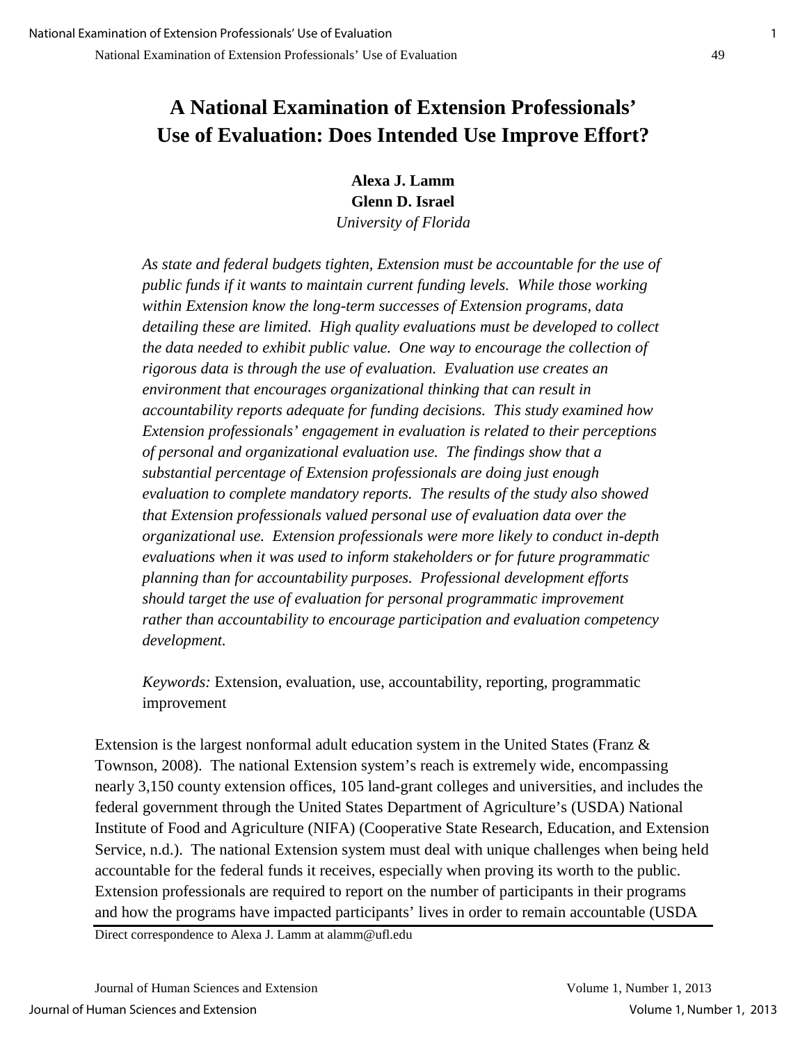# A National Examination of Extension Professionals' Use of Evaluation: Does Intended Use Improve Effort?

**Alexa J. Lamm**
**Glenn D. Israel**
*University of Florida*

*As state and federal budgets tighten, Extension must be accountable for the use of public funds if it wants to maintain current funding levels. While those working within Extension know the long-term successes of Extension programs, data detailing these are limited. High quality evaluations must be developed to collect the data needed to exhibit public value. One way to encourage the collection of rigorous data is through the use of evaluation. Evaluation use creates an environment that encourages organizational thinking that can result in accountability reports adequate for funding decisions. This study examined how Extension professionals' engagement in evaluation is related to their perceptions of personal and organizational evaluation use. The findings show that a substantial percentage of Extension professionals are doing just enough evaluation to complete mandatory reports. The results of the study also showed that Extension professionals valued personal use of evaluation data over the organizational use. Extension professionals were more likely to conduct in-depth evaluations when it was used to inform stakeholders or for future programmatic planning than for accountability purposes. Professional development efforts should target the use of evaluation for personal programmatic improvement rather than accountability to encourage participation and evaluation competency development.*

*Keywords:* Extension, evaluation, use, accountability, reporting, programmatic improvement

Extension is the largest nonformal adult education system in the United States (Franz & Townson, 2008). The national Extension system's reach is extremely wide, encompassing nearly 3,150 county extension offices, 105 land-grant colleges and universities, and includes the federal government through the United States Department of Agriculture's (USDA) National Institute of Food and Agriculture (NIFA) (Cooperative State Research, Education, and Extension Service, n.d.). The national Extension system must deal with unique challenges when being held accountable for the federal funds it receives, especially when proving its worth to the public. Extension professionals are required to report on the number of participants in their programs and how the programs have impacted participants' lives in order to remain accountable (USDA

Direct correspondence to Alexa J. Lamm at alamm@ufl.edu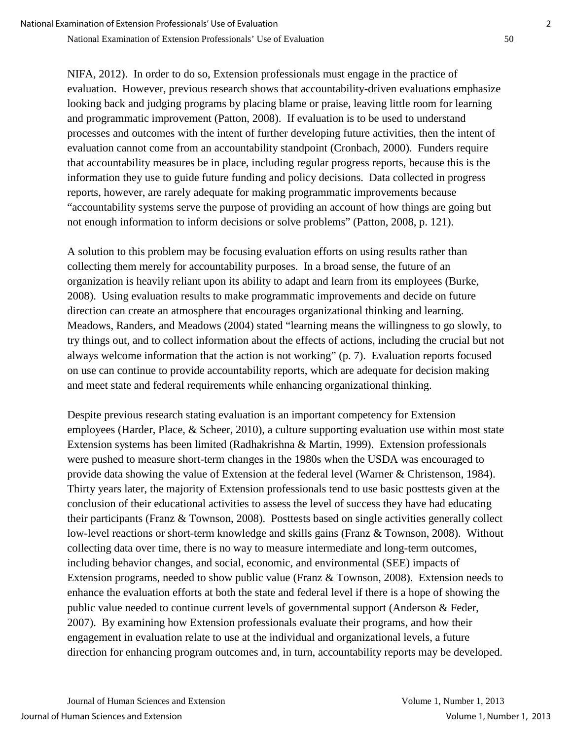NIFA, 2012). In order to do so, Extension professionals must engage in the practice of evaluation. However, previous research shows that accountability-driven evaluations emphasize looking back and judging programs by placing blame or praise, leaving little room for learning and programmatic improvement (Patton, 2008). If evaluation is to be used to understand processes and outcomes with the intent of further developing future activities, then the intent of evaluation cannot come from an accountability standpoint (Cronbach, 2000). Funders require that accountability measures be in place, including regular progress reports, because this is the information they use to guide future funding and policy decisions. Data collected in progress reports, however, are rarely adequate for making programmatic improvements because "accountability systems serve the purpose of providing an account of how things are going but not enough information to inform decisions or solve problems" (Patton, 2008, p. 121).

A solution to this problem may be focusing evaluation efforts on using results rather than collecting them merely for accountability purposes. In a broad sense, the future of an organization is heavily reliant upon its ability to adapt and learn from its employees (Burke, 2008). Using evaluation results to make programmatic improvements and decide on future direction can create an atmosphere that encourages organizational thinking and learning. Meadows, Randers, and Meadows (2004) stated "learning means the willingness to go slowly, to try things out, and to collect information about the effects of actions, including the crucial but not always welcome information that the action is not working" (p. 7). Evaluation reports focused on use can continue to provide accountability reports, which are adequate for decision making and meet state and federal requirements while enhancing organizational thinking.

Despite previous research stating evaluation is an important competency for Extension employees (Harder, Place, & Scheer, 2010), a culture supporting evaluation use within most state Extension systems has been limited (Radhakrishna & Martin, 1999). Extension professionals were pushed to measure short-term changes in the 1980s when the USDA was encouraged to provide data showing the value of Extension at the federal level (Warner & Christenson, 1984). Thirty years later, the majority of Extension professionals tend to use basic posttests given at the conclusion of their educational activities to assess the level of success they have had educating their participants (Franz & Townson, 2008). Posttests based on single activities generally collect low-level reactions or short-term knowledge and skills gains (Franz & Townson, 2008). Without collecting data over time, there is no way to measure intermediate and long-term outcomes, including behavior changes, and social, economic, and environmental (SEE) impacts of Extension programs, needed to show public value (Franz & Townson, 2008). Extension needs to enhance the evaluation efforts at both the state and federal level if there is a hope of showing the public value needed to continue current levels of governmental support (Anderson & Feder, 2007). By examining how Extension professionals evaluate their programs, and how their engagement in evaluation relate to use at the individual and organizational levels, a future direction for enhancing program outcomes and, in turn, accountability reports may be developed.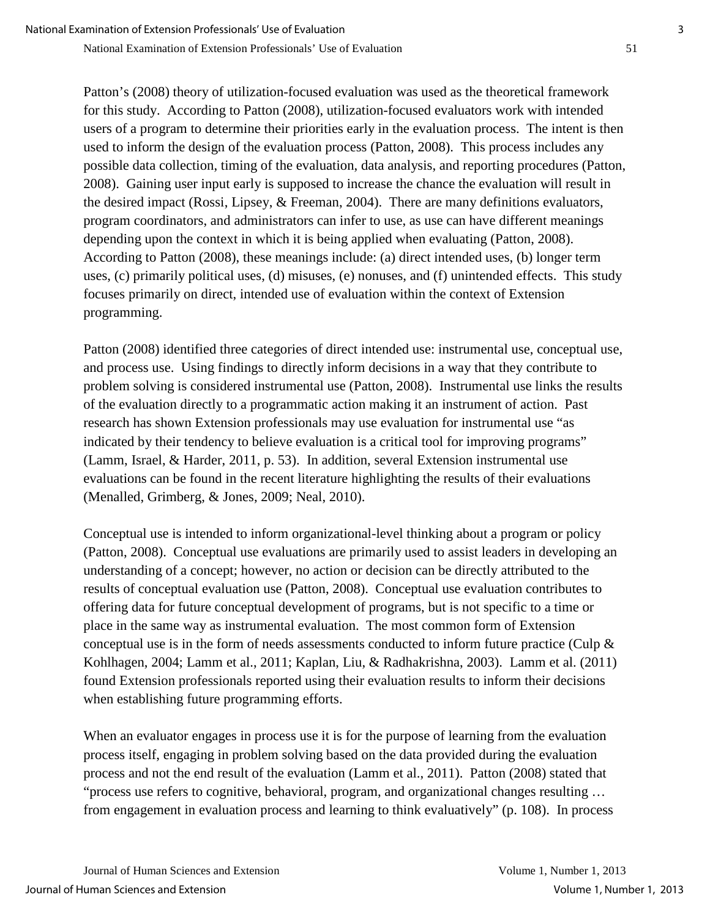Patton's (2008) theory of utilization-focused evaluation was used as the theoretical framework for this study. According to Patton (2008), utilization-focused evaluators work with intended users of a program to determine their priorities early in the evaluation process. The intent is then used to inform the design of the evaluation process (Patton, 2008). This process includes any possible data collection, timing of the evaluation, data analysis, and reporting procedures (Patton, 2008). Gaining user input early is supposed to increase the chance the evaluation will result in the desired impact (Rossi, Lipsey, & Freeman, 2004). There are many definitions evaluators, program coordinators, and administrators can infer to use, as use can have different meanings depending upon the context in which it is being applied when evaluating (Patton, 2008). According to Patton (2008), these meanings include: (a) direct intended uses, (b) longer term uses, (c) primarily political uses, (d) misuses, (e) nonuses, and (f) unintended effects. This study focuses primarily on direct, intended use of evaluation within the context of Extension programming.

Patton (2008) identified three categories of direct intended use: instrumental use, conceptual use, and process use. Using findings to directly inform decisions in a way that they contribute to problem solving is considered instrumental use (Patton, 2008). Instrumental use links the results of the evaluation directly to a programmatic action making it an instrument of action. Past research has shown Extension professionals may use evaluation for instrumental use "as indicated by their tendency to believe evaluation is a critical tool for improving programs" (Lamm, Israel, & Harder, 2011, p. 53). In addition, several Extension instrumental use evaluations can be found in the recent literature highlighting the results of their evaluations (Menalled, Grimberg, & Jones, 2009; Neal, 2010).

Conceptual use is intended to inform organizational-level thinking about a program or policy (Patton, 2008). Conceptual use evaluations are primarily used to assist leaders in developing an understanding of a concept; however, no action or decision can be directly attributed to the results of conceptual evaluation use (Patton, 2008). Conceptual use evaluation contributes to offering data for future conceptual development of programs, but is not specific to a time or place in the same way as instrumental evaluation. The most common form of Extension conceptual use is in the form of needs assessments conducted to inform future practice (Culp & Kohlhagen, 2004; Lamm et al., 2011; Kaplan, Liu, & Radhakrishna, 2003). Lamm et al. (2011) found Extension professionals reported using their evaluation results to inform their decisions when establishing future programming efforts.

When an evaluator engages in process use it is for the purpose of learning from the evaluation process itself, engaging in problem solving based on the data provided during the evaluation process and not the end result of the evaluation (Lamm et al., 2011). Patton (2008) stated that "process use refers to cognitive, behavioral, program, and organizational changes resulting … from engagement in evaluation process and learning to think evaluatively" (p. 108). In process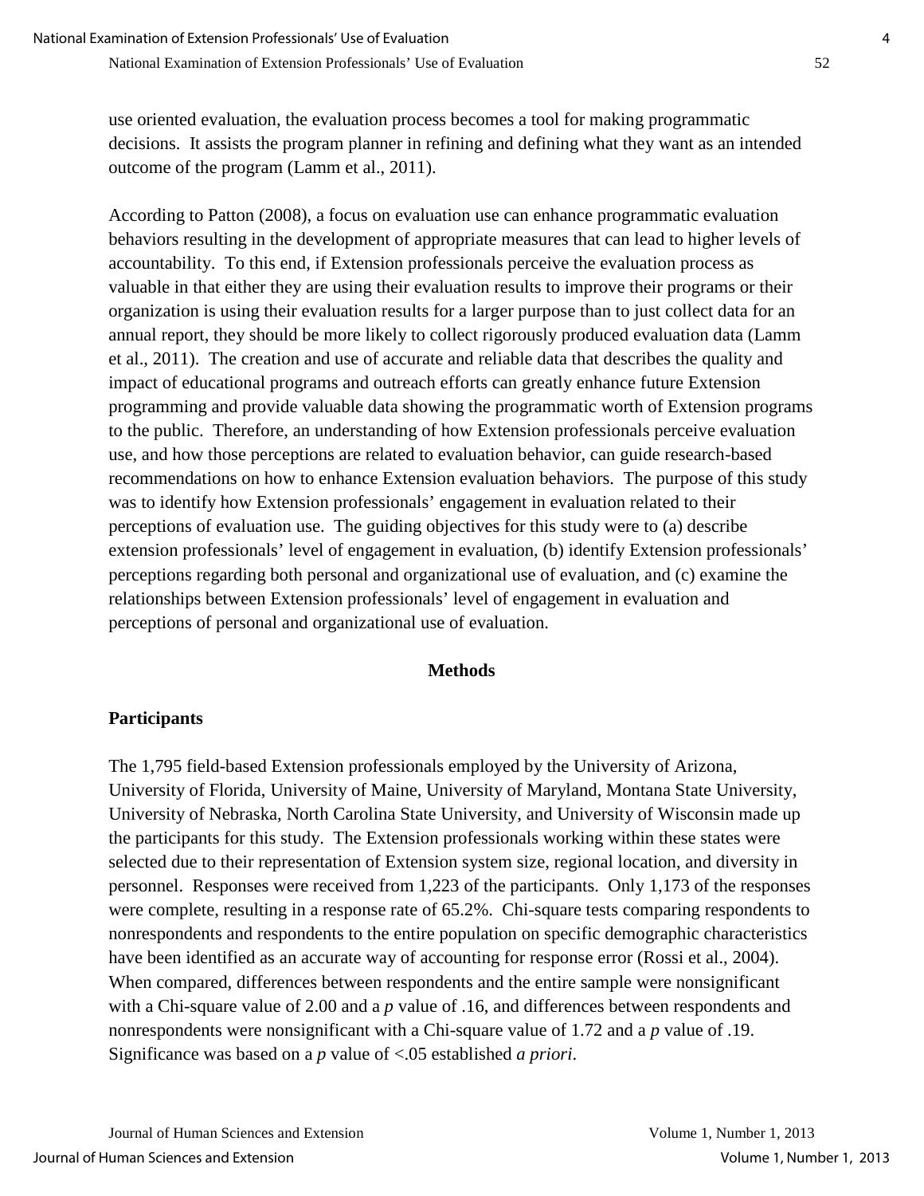use oriented evaluation, the evaluation process becomes a tool for making programmatic decisions. It assists the program planner in refining and defining what they want as an intended outcome of the program (Lamm et al., 2011).

According to Patton (2008), a focus on evaluation use can enhance programmatic evaluation behaviors resulting in the development of appropriate measures that can lead to higher levels of accountability. To this end, if Extension professionals perceive the evaluation process as valuable in that either they are using their evaluation results to improve their programs or their organization is using their evaluation results for a larger purpose than to just collect data for an annual report, they should be more likely to collect rigorously produced evaluation data (Lamm et al., 2011). The creation and use of accurate and reliable data that describes the quality and impact of educational programs and outreach efforts can greatly enhance future Extension programming and provide valuable data showing the programmatic worth of Extension programs to the public. Therefore, an understanding of how Extension professionals perceive evaluation use, and how those perceptions are related to evaluation behavior, can guide research-based recommendations on how to enhance Extension evaluation behaviors. The purpose of this study was to identify how Extension professionals' engagement in evaluation related to their perceptions of evaluation use. The guiding objectives for this study were to (a) describe extension professionals' level of engagement in evaluation, (b) identify Extension professionals' perceptions regarding both personal and organizational use of evaluation, and (c) examine the relationships between Extension professionals' level of engagement in evaluation and perceptions of personal and organizational use of evaluation.

## Methods

### Participants

The 1,795 field-based Extension professionals employed by the University of Arizona, University of Florida, University of Maine, University of Maryland, Montana State University, University of Nebraska, North Carolina State University, and University of Wisconsin made up the participants for this study. The Extension professionals working within these states were selected due to their representation of Extension system size, regional location, and diversity in personnel. Responses were received from 1,223 of the participants. Only 1,173 of the responses were complete, resulting in a response rate of 65.2%. Chi-square tests comparing respondents to nonrespondents and respondents to the entire population on specific demographic characteristics have been identified as an accurate way of accounting for response error (Rossi et al., 2004). When compared, differences between respondents and the entire sample were nonsignificant with a Chi-square value of 2.00 and a $p$ value of .16, and differences between respondents and nonrespondents were nonsignificant with a Chi-square value of 1.72 and a $p$ value of .19. Significance was based on a $p$ value of $<.05$ established *a priori*.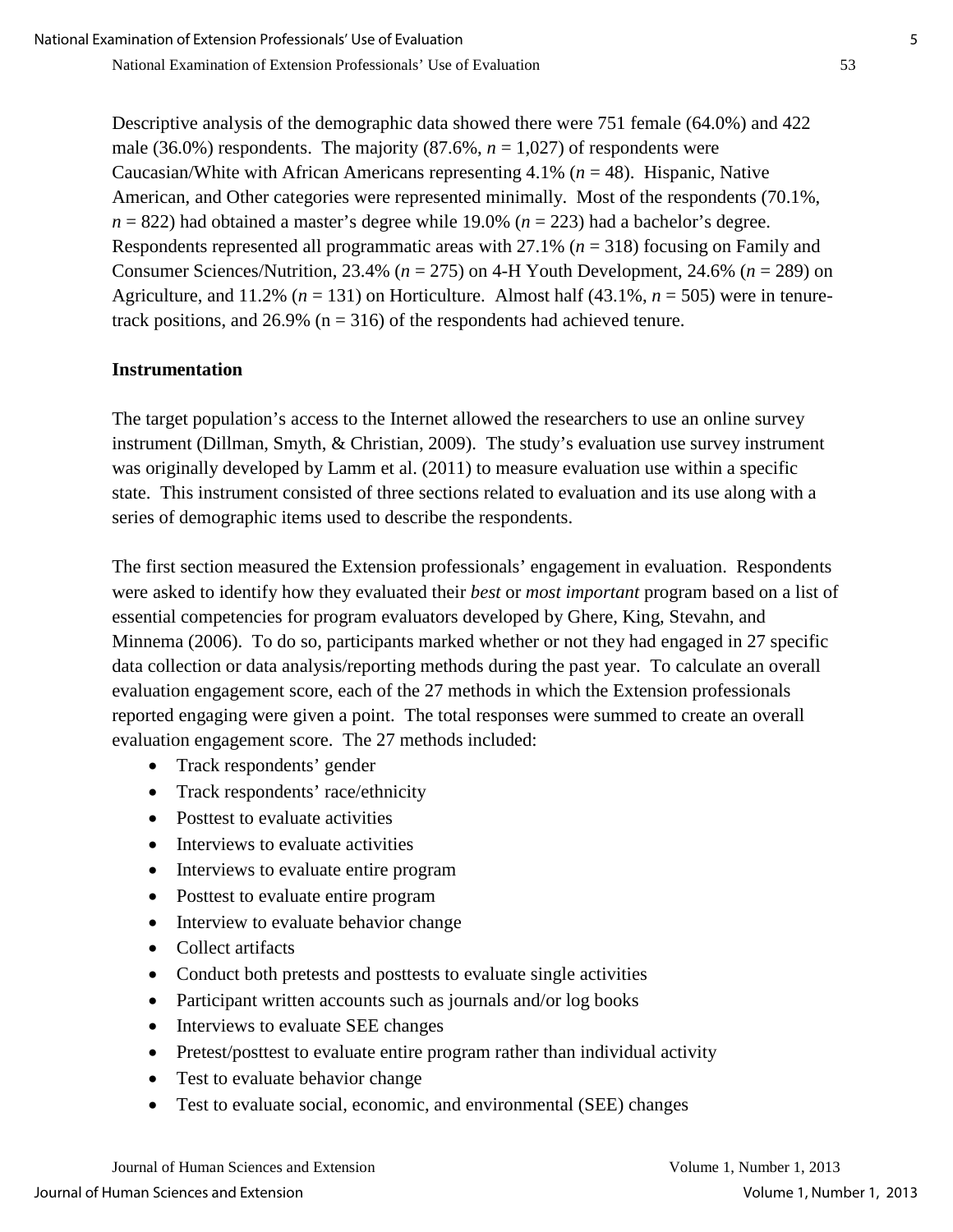Descriptive analysis of the demographic data showed there were 751 female (64.0%) and 422 male (36.0%) respondents. The majority (87.6%, $n$ = 1,027) of respondents were Caucasian/White with African Americans representing 4.1% ($n$ = 48). Hispanic, Native American, and Other categories were represented minimally. Most of the respondents (70.1%, $n$ = 822) had obtained a master's degree while 19.0% ($n$ = 223) had a bachelor's degree. Respondents represented all programmatic areas with 27.1% ($n$ = 318) focusing on Family and Consumer Sciences/Nutrition, 23.4% ($n$ = 275) on 4-H Youth Development, 24.6% ($n$ = 289) on Agriculture, and 11.2% ($n$ = 131) on Horticulture. Almost half (43.1%, $n$ = 505) were in tenure-track positions, and 26.9% (n = 316) of the respondents had achieved tenure.

**Instrumentation**

The target population's access to the Internet allowed the researchers to use an online survey instrument (Dillman, Smyth, & Christian, 2009). The study's evaluation use survey instrument was originally developed by Lamm et al. (2011) to measure evaluation use within a specific state. This instrument consisted of three sections related to evaluation and its use along with a series of demographic items used to describe the respondents.

The first section measured the Extension professionals' engagement in evaluation. Respondents were asked to identify how they evaluated their *best* or *most important* program based on a list of essential competencies for program evaluators developed by Ghere, King, Stevahn, and Minnema (2006). To do so, participants marked whether or not they had engaged in 27 specific data collection or data analysis/reporting methods during the past year. To calculate an overall evaluation engagement score, each of the 27 methods in which the Extension professionals reported engaging were given a point. The total responses were summed to create an overall evaluation engagement score. The 27 methods included:

- Track respondents' gender
- Track respondents' race/ethnicity
- Posttest to evaluate activities
- Interviews to evaluate activities
- Interviews to evaluate entire program
- Posttest to evaluate entire program
- Interview to evaluate behavior change
- Collect artifacts
- Conduct both pretests and posttests to evaluate single activities
- Participant written accounts such as journals and/or log books
- Interviews to evaluate SEE changes
- Pretest/posttest to evaluate entire program rather than individual activity
- Test to evaluate behavior change
- Test to evaluate social, economic, and environmental (SEE) changes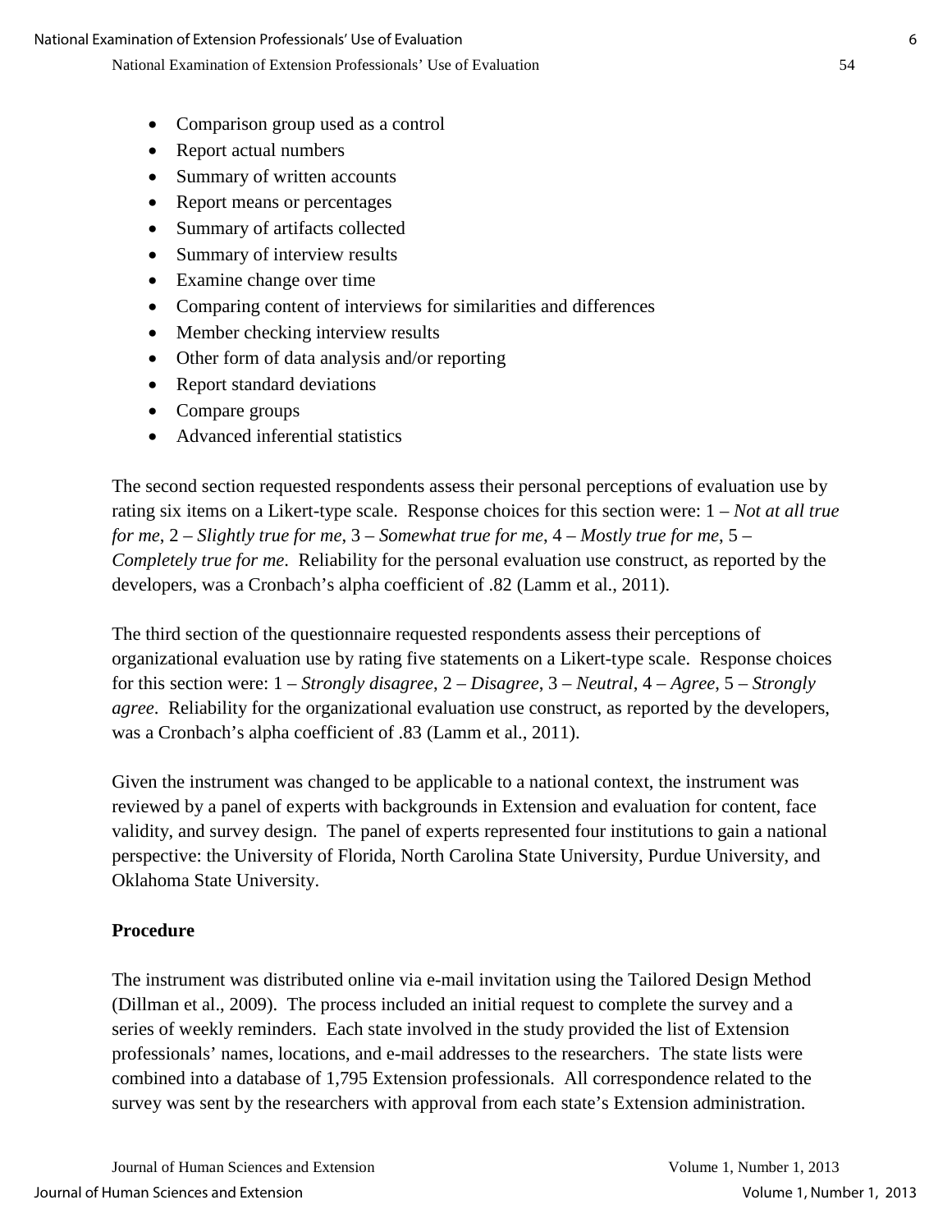- Comparison group used as a control
- Report actual numbers
- Summary of written accounts
- Report means or percentages
- Summary of artifacts collected
- Summary of interview results
- Examine change over time
- Comparing content of interviews for similarities and differences
- Member checking interview results
- Other form of data analysis and/or reporting
- Report standard deviations
- Compare groups
- Advanced inferential statistics

The second section requested respondents assess their personal perceptions of evaluation use by rating six items on a Likert-type scale. Response choices for this section were: 1 – *Not at all true for me*, 2 – *Slightly true for me*, 3 – *Somewhat true for me*, 4 – *Mostly true for me*, 5 – *Completely true for me*. Reliability for the personal evaluation use construct, as reported by the developers, was a Cronbach's alpha coefficient of .82 (Lamm et al., 2011).

The third section of the questionnaire requested respondents assess their perceptions of organizational evaluation use by rating five statements on a Likert-type scale. Response choices for this section were: 1 – *Strongly disagree*, 2 – *Disagree*, 3 – *Neutral*, 4 – *Agree*, 5 – *Strongly agree*. Reliability for the organizational evaluation use construct, as reported by the developers, was a Cronbach's alpha coefficient of .83 (Lamm et al., 2011).

Given the instrument was changed to be applicable to a national context, the instrument was reviewed by a panel of experts with backgrounds in Extension and evaluation for content, face validity, and survey design. The panel of experts represented four institutions to gain a national perspective: the University of Florida, North Carolina State University, Purdue University, and Oklahoma State University.

**Procedure**

The instrument was distributed online via e-mail invitation using the Tailored Design Method (Dillman et al., 2009). The process included an initial request to complete the survey and a series of weekly reminders. Each state involved in the study provided the list of Extension professionals' names, locations, and e-mail addresses to the researchers. The state lists were combined into a database of 1,795 Extension professionals. All correspondence related to the survey was sent by the researchers with approval from each state's Extension administration.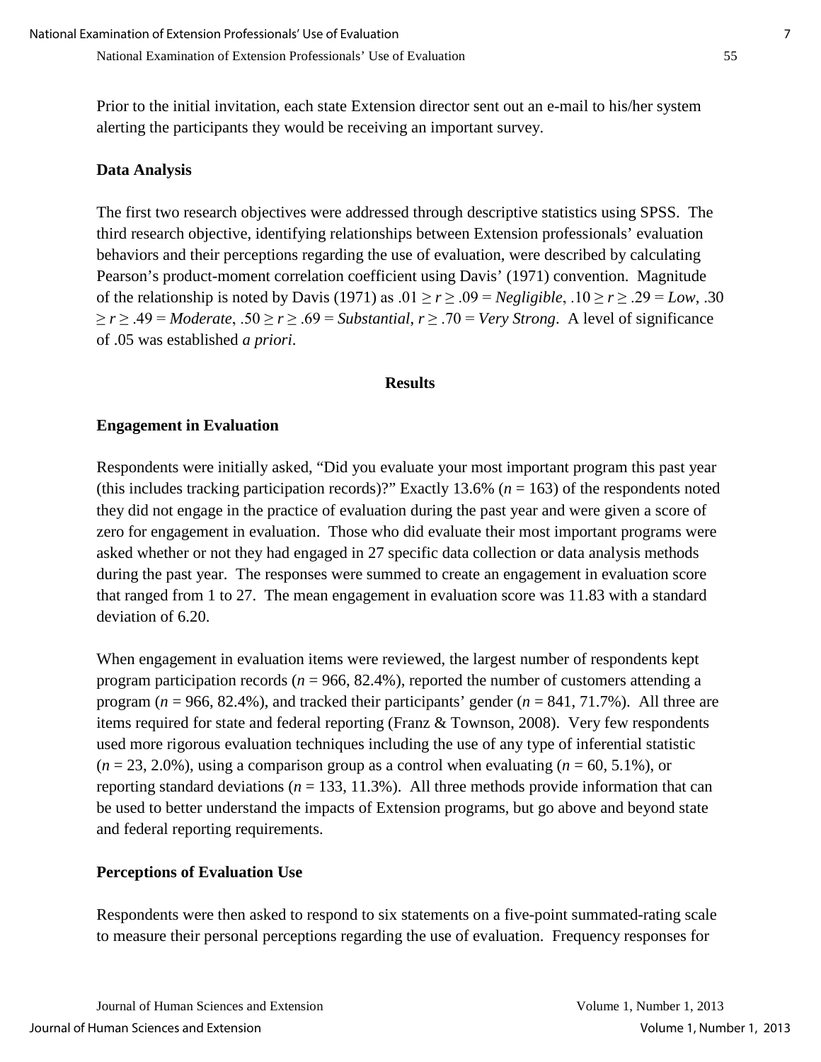Prior to the initial invitation, each state Extension director sent out an e-mail to his/her system alerting the participants they would be receiving an important survey.

### Data Analysis

The first two research objectives were addressed through descriptive statistics using SPSS. The third research objective, identifying relationships between Extension professionals' evaluation behaviors and their perceptions regarding the use of evaluation, were described by calculating Pearson's product-moment correlation coefficient using Davis' (1971) convention. Magnitude of the relationship is noted by Davis (1971) as $.01 \geq r \geq .09$ = *Negligible*, $.10 \geq r \geq .29$ = *Low*, $.30 \geq r \geq .49$ = *Moderate*, $.50 \geq r \geq .69$ = *Substantial*, $r \geq .70$ = *Very Strong*. A level of significance of .05 was established *a priori*.

## Results

### Engagement in Evaluation

Respondents were initially asked, "Did you evaluate your most important program this past year (this includes tracking participation records)?" Exactly 13.6% ($n$ = 163) of the respondents noted they did not engage in the practice of evaluation during the past year and were given a score of zero for engagement in evaluation. Those who did evaluate their most important programs were asked whether or not they had engaged in 27 specific data collection or data analysis methods during the past year. The responses were summed to create an engagement in evaluation score that ranged from 1 to 27. The mean engagement in evaluation score was 11.83 with a standard deviation of 6.20.

When engagement in evaluation items were reviewed, the largest number of respondents kept program participation records ($n$ = 966, 82.4%), reported the number of customers attending a program ($n$ = 966, 82.4%), and tracked their participants' gender ($n$ = 841, 71.7%). All three are items required for state and federal reporting (Franz & Townson, 2008). Very few respondents used more rigorous evaluation techniques including the use of any type of inferential statistic ($n$ = 23, 2.0%), using a comparison group as a control when evaluating ($n$ = 60, 5.1%), or reporting standard deviations ($n$ = 133, 11.3%). All three methods provide information that can be used to better understand the impacts of Extension programs, but go above and beyond state and federal reporting requirements.

### Perceptions of Evaluation Use

Respondents were then asked to respond to six statements on a five-point summated-rating scale to measure their personal perceptions regarding the use of evaluation. Frequency responses for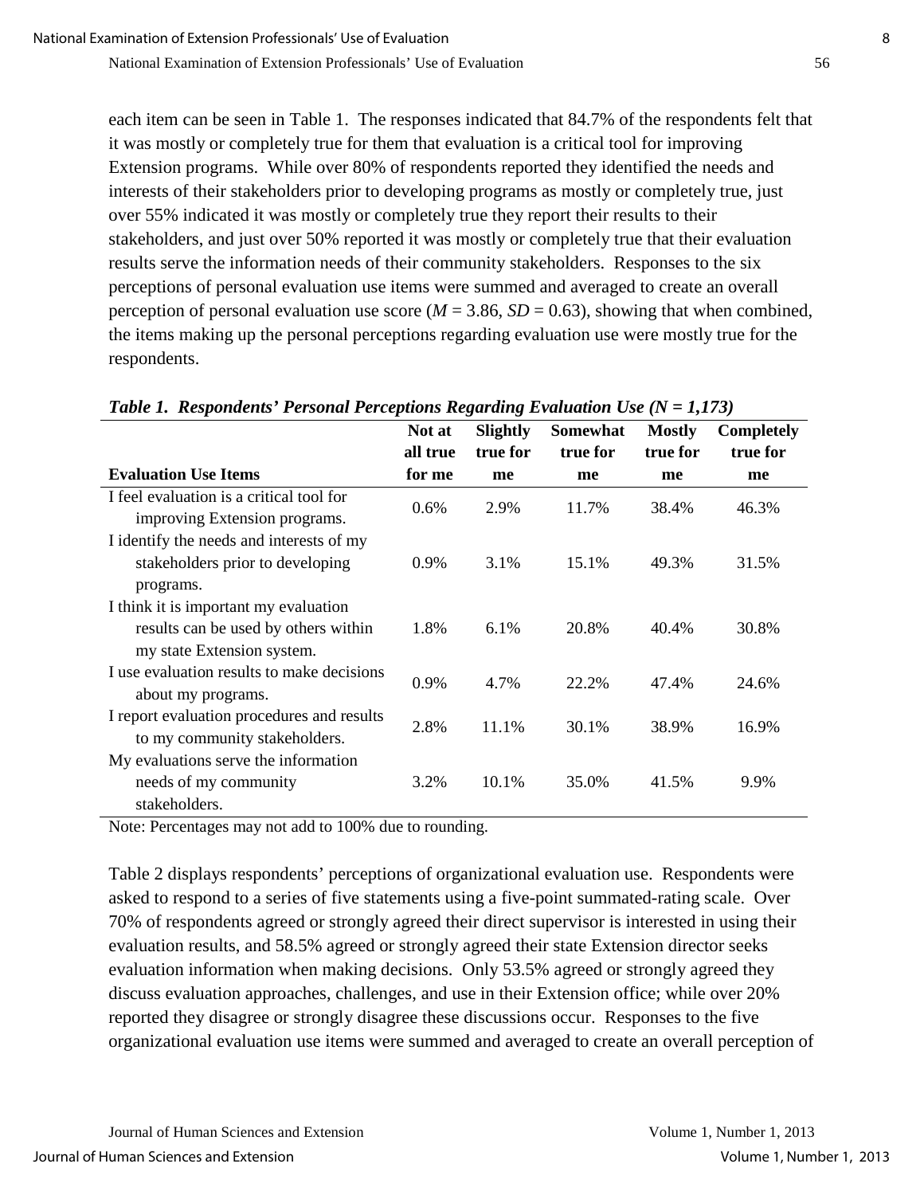each item can be seen in Table 1. The responses indicated that 84.7% of the respondents felt that it was mostly or completely true for them that evaluation is a critical tool for improving Extension programs. While over 80% of respondents reported they identified the needs and interests of their stakeholders prior to developing programs as mostly or completely true, just over 55% indicated it was mostly or completely true they report their results to their stakeholders, and just over 50% reported it was mostly or completely true that their evaluation results serve the information needs of their community stakeholders. Responses to the six perceptions of personal evaluation use items were summed and averaged to create an overall perception of personal evaluation use score ($M$ = 3.86, $SD$ = 0.63), showing that when combined, the items making up the personal perceptions regarding evaluation use were mostly true for the respondents.

***Table 1. Respondents' Personal Perceptions Regarding Evaluation Use (N = 1,173)***

| Evaluation Use Items | Not at all true for me | Slightly true for me | Somewhat true for me | Mostly true for me | Completely true for me |
|---|---|---|---|---|---|
| I feel evaluation is a critical tool for improving Extension programs. | 0.6% | 2.9% | 11.7% | 38.4% | 46.3% |
| I identify the needs and interests of my stakeholders prior to developing programs. | 0.9% | 3.1% | 15.1% | 49.3% | 31.5% |
| I think it is important my evaluation results can be used by others within my state Extension system. | 1.8% | 6.1% | 20.8% | 40.4% | 30.8% |
| I use evaluation results to make decisions about my programs. | 0.9% | 4.7% | 22.2% | 47.4% | 24.6% |
| I report evaluation procedures and results to my community stakeholders. | 2.8% | 11.1% | 30.1% | 38.9% | 16.9% |
| My evaluations serve the information needs of my community stakeholders. | 3.2% | 10.1% | 35.0% | 41.5% | 9.9% |

Note: Percentages may not add to 100% due to rounding.

Table 2 displays respondents' perceptions of organizational evaluation use. Respondents were asked to respond to a series of five statements using a five-point summated-rating scale. Over 70% of respondents agreed or strongly agreed their direct supervisor is interested in using their evaluation results, and 58.5% agreed or strongly agreed their state Extension director seeks evaluation information when making decisions. Only 53.5% agreed or strongly agreed they discuss evaluation approaches, challenges, and use in their Extension office; while over 20% reported they disagree or strongly disagree these discussions occur. Responses to the five organizational evaluation use items were summed and averaged to create an overall perception of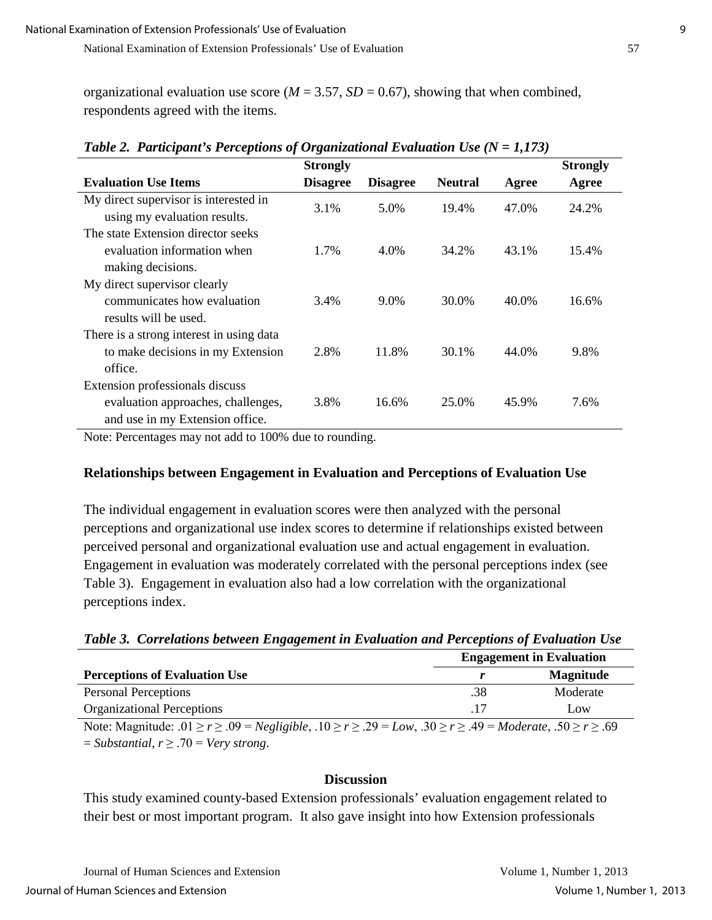organizational evaluation use score ($M = 3.57$, $SD = 0.67$), showing that when combined, respondents agreed with the items.

***Table 2. Participant's Perceptions of Organizational Evaluation Use (N = 1,173)***

| Evaluation Use Items | Strongly Disagree | Disagree | Neutral | Agree | Strongly Agree |
|---|---|---|---|---|---|
| My direct supervisor is interested in using my evaluation results. | 3.1% | 5.0% | 19.4% | 47.0% | 24.2% |
| The state Extension director seeks evaluation information when making decisions. | 1.7% | 4.0% | 34.2% | 43.1% | 15.4% |
| My direct supervisor clearly communicates how evaluation results will be used. | 3.4% | 9.0% | 30.0% | 40.0% | 16.6% |
| There is a strong interest in using data to make decisions in my Extension office. | 2.8% | 11.8% | 30.1% | 44.0% | 9.8% |
| Extension professionals discuss evaluation approaches, challenges, and use in my Extension office. | 3.8% | 16.6% | 25.0% | 45.9% | 7.6% |

Note: Percentages may not add to 100% due to rounding.

**Relationships between Engagement in Evaluation and Perceptions of Evaluation Use**

The individual engagement in evaluation scores were then analyzed with the personal perceptions and organizational use index scores to determine if relationships existed between perceived personal and organizational evaluation use and actual engagement in evaluation. Engagement in evaluation was moderately correlated with the personal perceptions index (see Table 3). Engagement in evaluation also had a low correlation with the organizational perceptions index.

***Table 3. Correlations between Engagement in Evaluation and Perceptions of Evaluation Use***

| | Engagement in Evaluation | |
|---|---|---|
| **Perceptions of Evaluation Use** | $r$ | **Magnitude** |
| Personal Perceptions | .38 | Moderate |
| Organizational Perceptions | .17 | Low |

Note: Magnitude: $.01 \geq r \geq .09$ = *Negligible*, $.10 \geq r \geq .29$ = *Low*, $.30 \geq r \geq .49$ = *Moderate*, $.50 \geq r \geq .69$ = *Substantial*, $r \geq .70$ = *Very strong*.

## Discussion

This study examined county-based Extension professionals' evaluation engagement related to their best or most important program. It also gave insight into how Extension professionals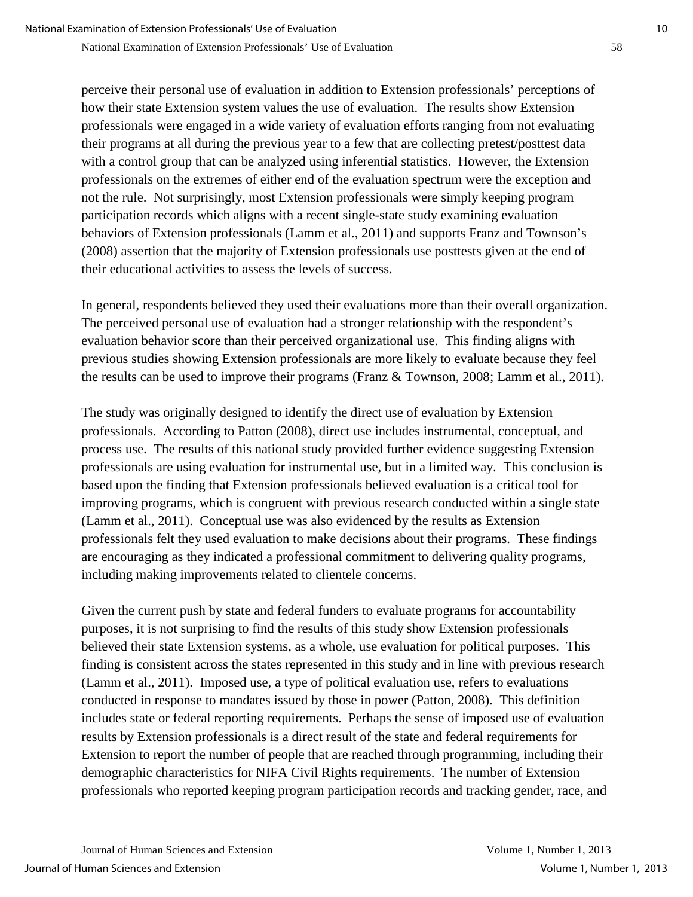perceive their personal use of evaluation in addition to Extension professionals' perceptions of how their state Extension system values the use of evaluation. The results show Extension professionals were engaged in a wide variety of evaluation efforts ranging from not evaluating their programs at all during the previous year to a few that are collecting pretest/posttest data with a control group that can be analyzed using inferential statistics. However, the Extension professionals on the extremes of either end of the evaluation spectrum were the exception and not the rule. Not surprisingly, most Extension professionals were simply keeping program participation records which aligns with a recent single-state study examining evaluation behaviors of Extension professionals (Lamm et al., 2011) and supports Franz and Townson's (2008) assertion that the majority of Extension professionals use posttests given at the end of their educational activities to assess the levels of success.

In general, respondents believed they used their evaluations more than their overall organization. The perceived personal use of evaluation had a stronger relationship with the respondent's evaluation behavior score than their perceived organizational use. This finding aligns with previous studies showing Extension professionals are more likely to evaluate because they feel the results can be used to improve their programs (Franz & Townson, 2008; Lamm et al., 2011).

The study was originally designed to identify the direct use of evaluation by Extension professionals. According to Patton (2008), direct use includes instrumental, conceptual, and process use. The results of this national study provided further evidence suggesting Extension professionals are using evaluation for instrumental use, but in a limited way. This conclusion is based upon the finding that Extension professionals believed evaluation is a critical tool for improving programs, which is congruent with previous research conducted within a single state (Lamm et al., 2011). Conceptual use was also evidenced by the results as Extension professionals felt they used evaluation to make decisions about their programs. These findings are encouraging as they indicated a professional commitment to delivering quality programs, including making improvements related to clientele concerns.

Given the current push by state and federal funders to evaluate programs for accountability purposes, it is not surprising to find the results of this study show Extension professionals believed their state Extension systems, as a whole, use evaluation for political purposes. This finding is consistent across the states represented in this study and in line with previous research (Lamm et al., 2011). Imposed use, a type of political evaluation use, refers to evaluations conducted in response to mandates issued by those in power (Patton, 2008). This definition includes state or federal reporting requirements. Perhaps the sense of imposed use of evaluation results by Extension professionals is a direct result of the state and federal requirements for Extension to report the number of people that are reached through programming, including their demographic characteristics for NIFA Civil Rights requirements. The number of Extension professionals who reported keeping program participation records and tracking gender, race, and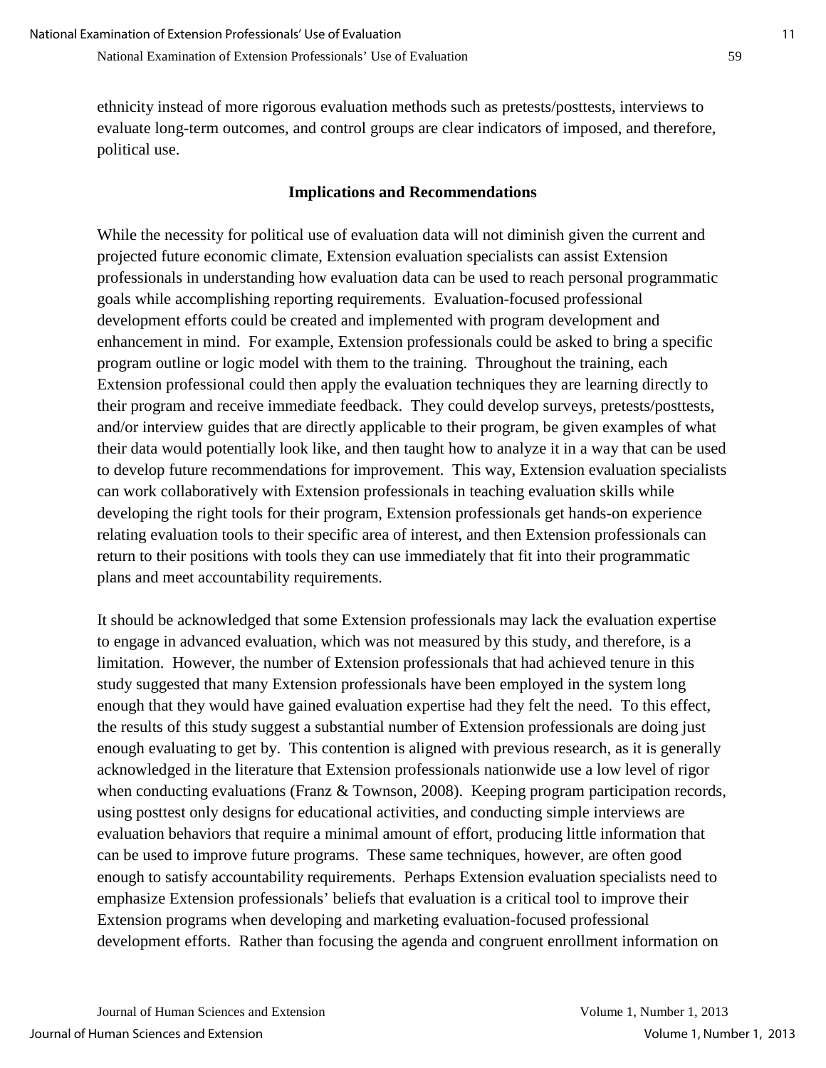ethnicity instead of more rigorous evaluation methods such as pretests/posttests, interviews to evaluate long-term outcomes, and control groups are clear indicators of imposed, and therefore, political use.

## Implications and Recommendations

While the necessity for political use of evaluation data will not diminish given the current and projected future economic climate, Extension evaluation specialists can assist Extension professionals in understanding how evaluation data can be used to reach personal programmatic goals while accomplishing reporting requirements. Evaluation-focused professional development efforts could be created and implemented with program development and enhancement in mind. For example, Extension professionals could be asked to bring a specific program outline or logic model with them to the training. Throughout the training, each Extension professional could then apply the evaluation techniques they are learning directly to their program and receive immediate feedback. They could develop surveys, pretests/posttests, and/or interview guides that are directly applicable to their program, be given examples of what their data would potentially look like, and then taught how to analyze it in a way that can be used to develop future recommendations for improvement. This way, Extension evaluation specialists can work collaboratively with Extension professionals in teaching evaluation skills while developing the right tools for their program, Extension professionals get hands-on experience relating evaluation tools to their specific area of interest, and then Extension professionals can return to their positions with tools they can use immediately that fit into their programmatic plans and meet accountability requirements.

It should be acknowledged that some Extension professionals may lack the evaluation expertise to engage in advanced evaluation, which was not measured by this study, and therefore, is a limitation. However, the number of Extension professionals that had achieved tenure in this study suggested that many Extension professionals have been employed in the system long enough that they would have gained evaluation expertise had they felt the need. To this effect, the results of this study suggest a substantial number of Extension professionals are doing just enough evaluating to get by. This contention is aligned with previous research, as it is generally acknowledged in the literature that Extension professionals nationwide use a low level of rigor when conducting evaluations (Franz & Townson, 2008). Keeping program participation records, using posttest only designs for educational activities, and conducting simple interviews are evaluation behaviors that require a minimal amount of effort, producing little information that can be used to improve future programs. These same techniques, however, are often good enough to satisfy accountability requirements. Perhaps Extension evaluation specialists need to emphasize Extension professionals' beliefs that evaluation is a critical tool to improve their Extension programs when developing and marketing evaluation-focused professional development efforts. Rather than focusing the agenda and congruent enrollment information on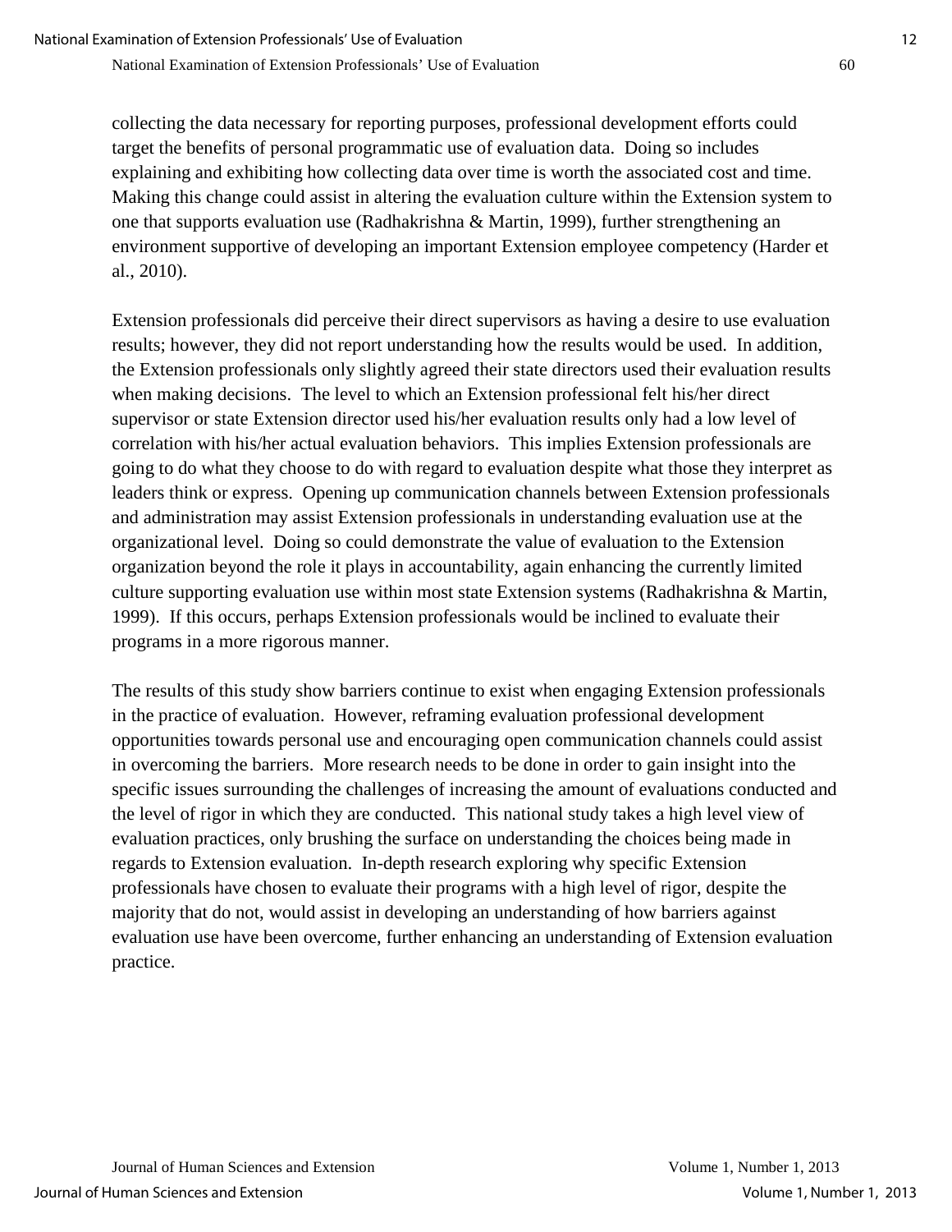collecting the data necessary for reporting purposes, professional development efforts could target the benefits of personal programmatic use of evaluation data. Doing so includes explaining and exhibiting how collecting data over time is worth the associated cost and time. Making this change could assist in altering the evaluation culture within the Extension system to one that supports evaluation use (Radhakrishna & Martin, 1999), further strengthening an environment supportive of developing an important Extension employee competency (Harder et al., 2010).

Extension professionals did perceive their direct supervisors as having a desire to use evaluation results; however, they did not report understanding how the results would be used. In addition, the Extension professionals only slightly agreed their state directors used their evaluation results when making decisions. The level to which an Extension professional felt his/her direct supervisor or state Extension director used his/her evaluation results only had a low level of correlation with his/her actual evaluation behaviors. This implies Extension professionals are going to do what they choose to do with regard to evaluation despite what those they interpret as leaders think or express. Opening up communication channels between Extension professionals and administration may assist Extension professionals in understanding evaluation use at the organizational level. Doing so could demonstrate the value of evaluation to the Extension organization beyond the role it plays in accountability, again enhancing the currently limited culture supporting evaluation use within most state Extension systems (Radhakrishna & Martin, 1999). If this occurs, perhaps Extension professionals would be inclined to evaluate their programs in a more rigorous manner.

The results of this study show barriers continue to exist when engaging Extension professionals in the practice of evaluation. However, reframing evaluation professional development opportunities towards personal use and encouraging open communication channels could assist in overcoming the barriers. More research needs to be done in order to gain insight into the specific issues surrounding the challenges of increasing the amount of evaluations conducted and the level of rigor in which they are conducted. This national study takes a high level view of evaluation practices, only brushing the surface on understanding the choices being made in regards to Extension evaluation. In-depth research exploring why specific Extension professionals have chosen to evaluate their programs with a high level of rigor, despite the majority that do not, would assist in developing an understanding of how barriers against evaluation use have been overcome, further enhancing an understanding of Extension evaluation practice.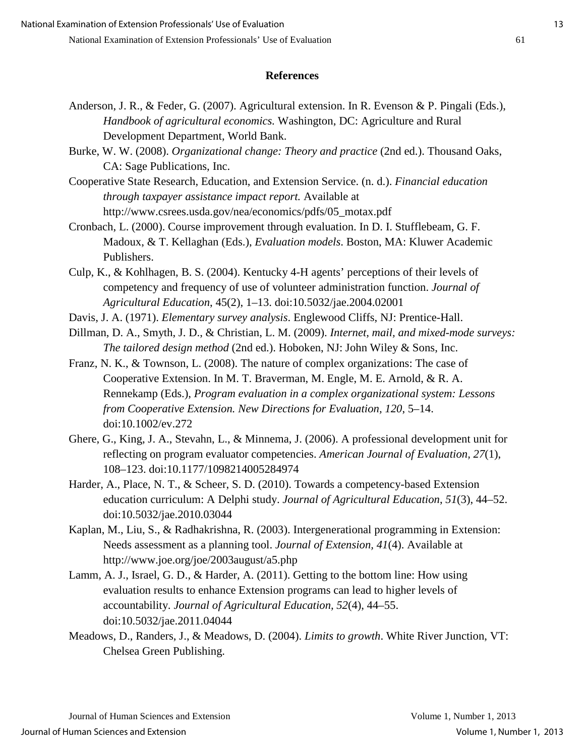## References

Anderson, J. R., & Feder, G. (2007). Agricultural extension. In R. Evenson & P. Pingali (Eds.), *Handbook of agricultural economics.* Washington, DC: Agriculture and Rural Development Department, World Bank.

Burke, W. W. (2008). *Organizational change: Theory and practice* (2nd ed.). Thousand Oaks, CA: Sage Publications, Inc.

Cooperative State Research, Education, and Extension Service. (n. d.). *Financial education through taxpayer assistance impact report.* Available at http://www.csrees.usda.gov/nea/economics/pdfs/05_motax.pdf

Cronbach, L. (2000). Course improvement through evaluation. In D. I. Stufflebeam, G. F. Madoux, & T. Kellaghan (Eds.), *Evaluation models*. Boston, MA: Kluwer Academic Publishers.

Culp, K., & Kohlhagen, B. S. (2004). Kentucky 4-H agents' perceptions of their levels of competency and frequency of use of volunteer administration function. *Journal of Agricultural Education*, 45(2), 1–13. doi:10.5032/jae.2004.02001

Davis, J. A. (1971). *Elementary survey analysis*. Englewood Cliffs, NJ: Prentice-Hall.

Dillman, D. A., Smyth, J. D., & Christian, L. M. (2009). *Internet, mail, and mixed-mode surveys: The tailored design method* (2nd ed.). Hoboken, NJ: John Wiley & Sons, Inc.

Franz, N. K., & Townson, L. (2008). The nature of complex organizations: The case of Cooperative Extension. In M. T. Braverman, M. Engle, M. E. Arnold, & R. A. Rennekamp (Eds.), *Program evaluation in a complex organizational system: Lessons from Cooperative Extension. New Directions for Evaluation, 120*, 5–14. doi:10.1002/ev.272

Ghere, G., King, J. A., Stevahn, L., & Minnema, J. (2006). A professional development unit for reflecting on program evaluator competencies. *American Journal of Evaluation*, *27*(1), 108–123. doi:10.1177/1098214005284974

Harder, A., Place, N. T., & Scheer, S. D. (2010). Towards a competency-based Extension education curriculum: A Delphi study. *Journal of Agricultural Education*, *51*(3), 44–52. doi:10.5032/jae.2010.03044

Kaplan, M., Liu, S., & Radhakrishna, R. (2003). Intergenerational programming in Extension: Needs assessment as a planning tool. *Journal of Extension*, *41*(4). Available at http://www.joe.org/joe/2003august/a5.php

Lamm, A. J., Israel, G. D., & Harder, A. (2011). Getting to the bottom line: How using evaluation results to enhance Extension programs can lead to higher levels of accountability. *Journal of Agricultural Education*, *52*(4), 44–55. doi:10.5032/jae.2011.04044

Meadows, D., Randers, J., & Meadows, D. (2004). *Limits to growth*. White River Junction, VT: Chelsea Green Publishing.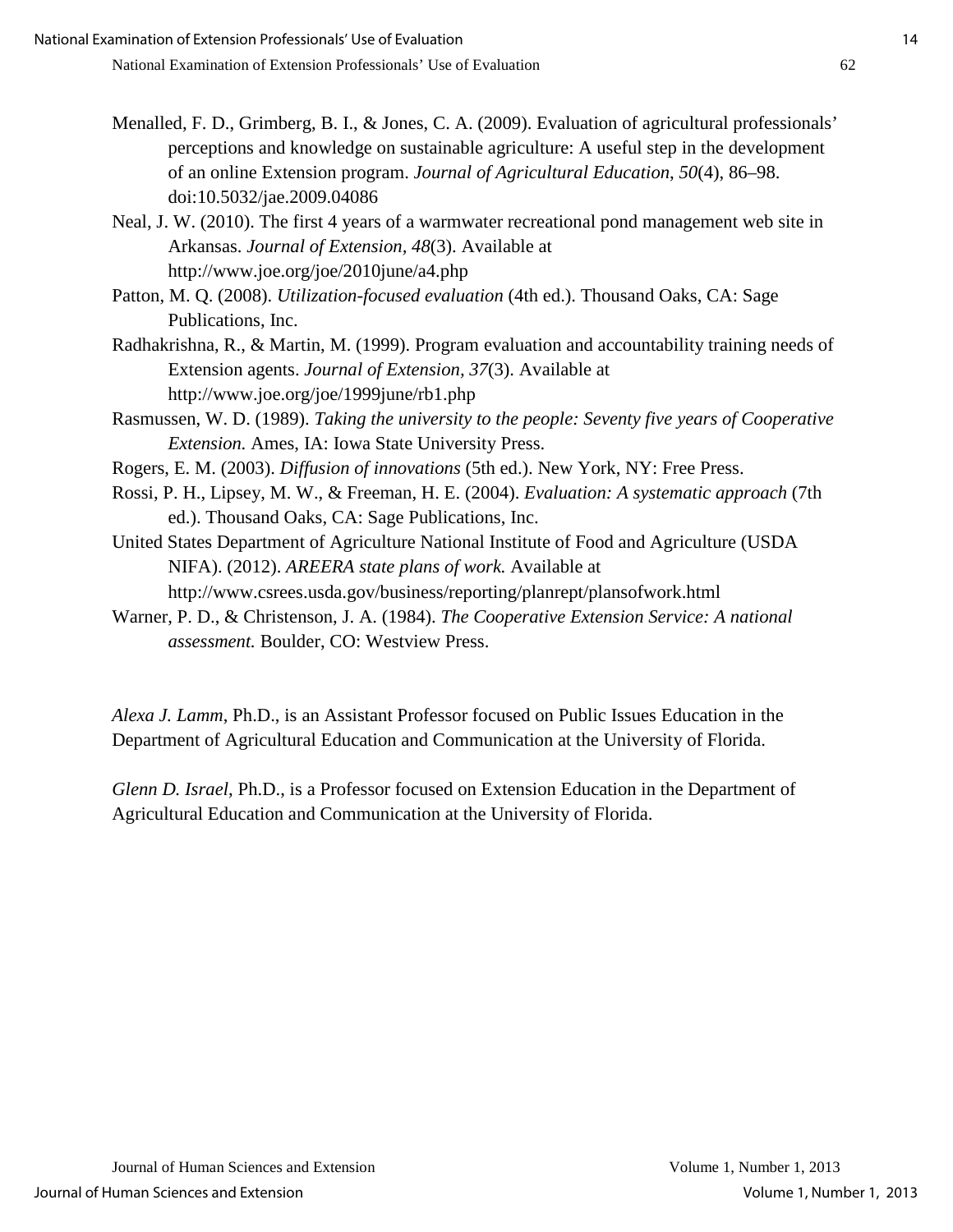Menalled, F. D., Grimberg, B. I., & Jones, C. A. (2009). Evaluation of agricultural professionals' perceptions and knowledge on sustainable agriculture: A useful step in the development of an online Extension program. *Journal of Agricultural Education*, *50*(4), 86–98. doi:10.5032/jae.2009.04086

Neal, J. W. (2010). The first 4 years of a warmwater recreational pond management web site in Arkansas. *Journal of Extension*, *48*(3). Available at http://www.joe.org/joe/2010june/a4.php

Patton, M. Q. (2008). *Utilization-focused evaluation* (4th ed.). Thousand Oaks, CA: Sage Publications, Inc.

Radhakrishna, R., & Martin, M. (1999). Program evaluation and accountability training needs of Extension agents. *Journal of Extension, 37*(3). Available at http://www.joe.org/joe/1999june/rb1.php

Rasmussen, W. D. (1989). *Taking the university to the people: Seventy five years of Cooperative Extension.* Ames, IA: Iowa State University Press.

Rogers, E. M. (2003). *Diffusion of innovations* (5th ed.). New York, NY: Free Press.

Rossi, P. H., Lipsey, M. W., & Freeman, H. E. (2004). *Evaluation: A systematic approach* (7th ed.). Thousand Oaks, CA: Sage Publications, Inc.

United States Department of Agriculture National Institute of Food and Agriculture (USDA NIFA). (2012). *AREERA state plans of work.* Available at http://www.csrees.usda.gov/business/reporting/planrept/plansofwork.html

Warner, P. D., & Christenson, J. A. (1984). *The Cooperative Extension Service: A national assessment.* Boulder, CO: Westview Press.

*Alexa J. Lamm*, Ph.D., is an Assistant Professor focused on Public Issues Education in the Department of Agricultural Education and Communication at the University of Florida.

*Glenn D. Israel*, Ph.D., is a Professor focused on Extension Education in the Department of Agricultural Education and Communication at the University of Florida.